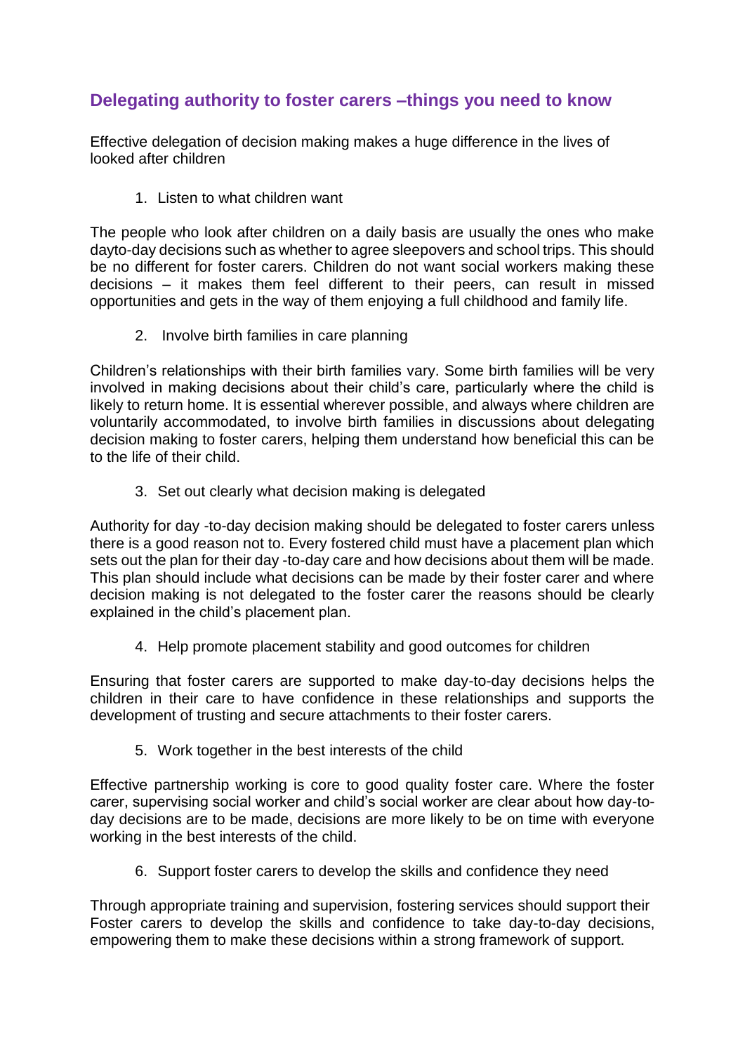## Delegating authority to foster carers –things you need to know

Effective delegation of decision making makes a huge difference in the lives of looked after children

1. Listen to what children want

The people who look after children on a daily basis are usually the ones who make dayto-day decisions such as whether to agree sleepovers and school trips. This should be no different for foster carers. Children do not want social workers making these decisions – it makes them feel different to their peers, can result in missed opportunities and gets in the way of them enjoying a full childhood and family life.

2. Involve birth families in care planning

Children's relationships with their birth families vary. Some birth families will be very involved in making decisions about their child's care, particularly where the child is likely to return home. It is essential wherever possible, and always where children are voluntarily accommodated, to involve birth families in discussions about delegating decision making to foster carers, helping them understand how beneficial this can be to the life of their child.

3. Set out clearly what decision making is delegated

Authority for day -to-day decision making should be delegated to foster carers unless there is a good reason not to. Every fostered child must have a placement plan which sets out the plan for their day -to-day care and how decisions about them will be made. This plan should include what decisions can be made by their foster carer and where decision making is not delegated to the foster carer the reasons should be clearly explained in the child's placement plan.

4. Help promote placement stability and good outcomes for children

Ensuring that foster carers are supported to make day-to-day decisions helps the children in their care to have confidence in these relationships and supports the development of trusting and secure attachments to their foster carers.

5. Work together in the best interests of the child

Effective partnership working is core to good quality foster care. Where the foster carer, supervising social worker and child's social worker are clear about how day-to-day decisions are to be made, decisions are more likely to be on time with everyone working in the best interests of the child.

6. Support foster carers to develop the skills and confidence they need

Through appropriate training and supervision, fostering services should support their Foster carers to develop the skills and confidence to take day-to-day decisions, empowering them to make these decisions within a strong framework of support.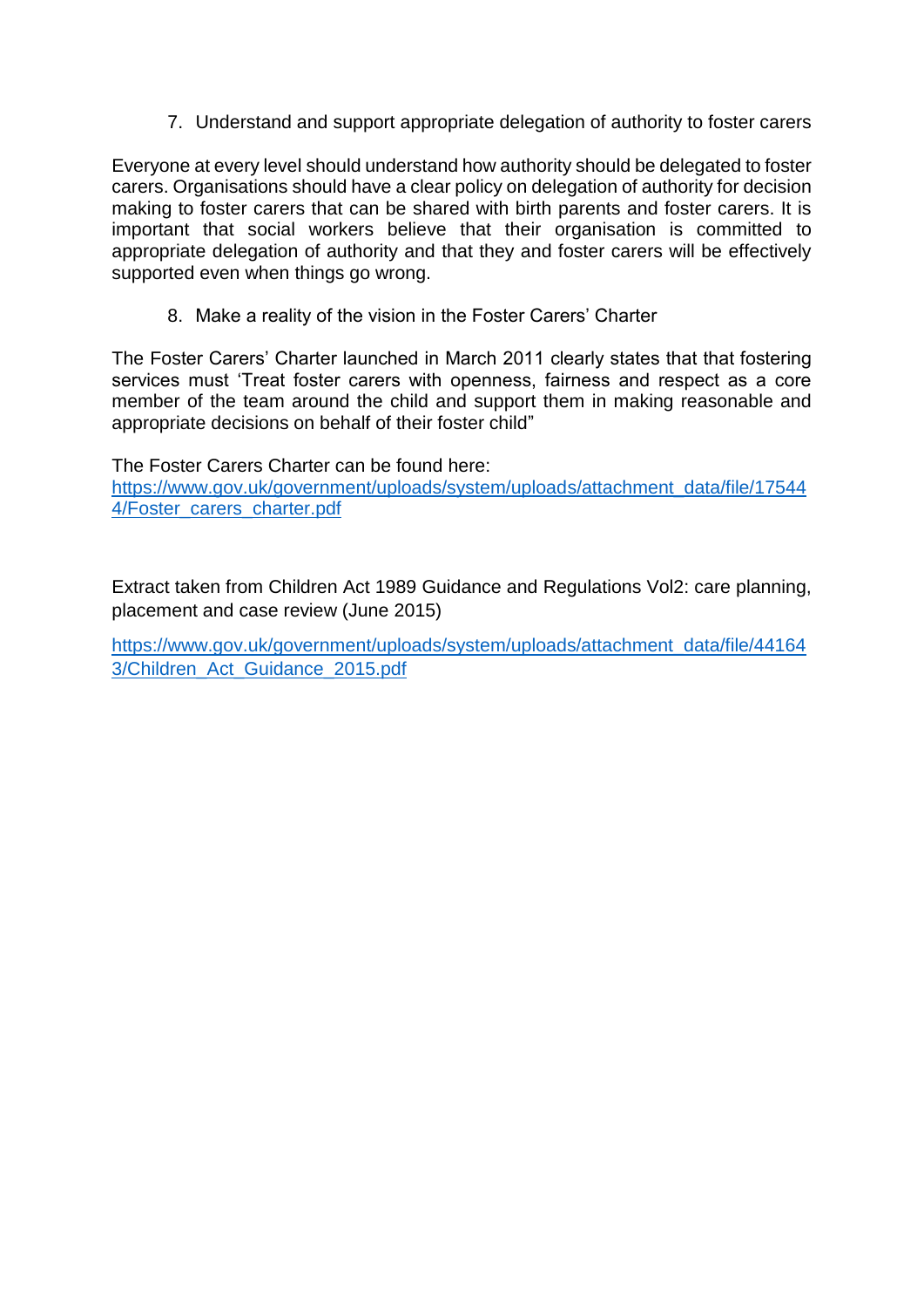7. Understand and support appropriate delegation of authority to foster carers

Everyone at every level should understand how authority should be delegated to foster carers. Organisations should have a clear policy on delegation of authority for decision making to foster carers that can be shared with birth parents and foster carers. It is important that social workers believe that their organisation is committed to appropriate delegation of authority and that they and foster carers will be effectively supported even when things go wrong.

8. Make a reality of the vision in the Foster Carers' Charter

The Foster Carers' Charter launched in March 2011 clearly states that that fostering services must 'Treat foster carers with openness, fairness and respect as a core member of the team around the child and support them in making reasonable and appropriate decisions on behalf of their foster child"

The Foster Carers Charter can be found here:
[https://www.gov.uk/government/uploads/system/uploads/attachment_data/file/175444/Foster_carers_charter.pdf](https://www.gov.uk/government/uploads/system/uploads/attachment_data/file/175444/Foster_carers_charter.pdf)

Extract taken from Children Act 1989 Guidance and Regulations Vol2: care planning, placement and case review (June 2015)

[https://www.gov.uk/government/uploads/system/uploads/attachment_data/file/441643/Children_Act_Guidance_2015.pdf](https://www.gov.uk/government/uploads/system/uploads/attachment_data/file/441643/Children_Act_Guidance_2015.pdf)